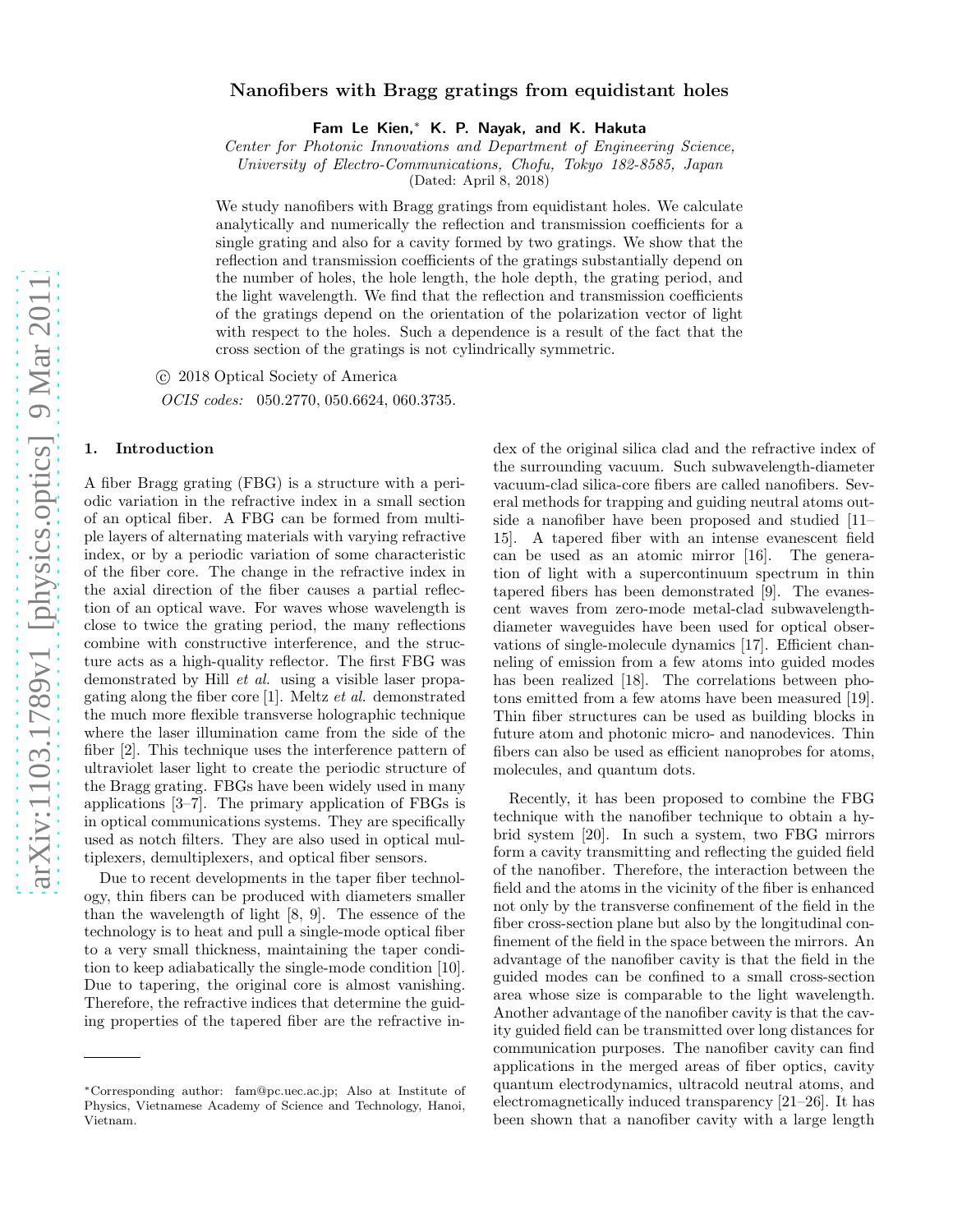# Nanofibers with Bragg gratings from equidistant holes

**Fam Le Kien,*  K. P. Nayak, and K. Hakuta**

*Center for Photonic Innovations and Department of Engineering Science, University of Electro-Communications, Chofu, Tokyo 182-8585, Japan*

(Dated: April 8, 2018)

We study nanofibers with Bragg gratings from equidistant holes. We calculate analytically and numerically the reflection and transmission coefficients for a single grating and also for a cavity formed by two gratings. We show that the reflection and transmission coefficients of the gratings substantially depend on the number of holes, the hole length, the hole depth, the grating period, and the light wavelength. We find that the reflection and transmission coefficients of the gratings depend on the orientation of the polarization vector of light with respect to the holes. Such a dependence is a result of the fact that the cross section of the gratings is not cylindrically symmetric.

© 2018 Optical Society of America

*OCIS codes:* 050.2770, 050.6624, 060.3735.

## 1. Introduction

A fiber Bragg grating (FBG) is a structure with a periodic variation in the refractive index in a small section of an optical fiber. A FBG can be formed from multiple layers of alternating materials with varying refractive index, or by a periodic variation of some characteristic of the fiber core. The change in the refractive index in the axial direction of the fiber causes a partial reflection of an optical wave. For waves whose wavelength is close to twice the grating period, the many reflections combine with constructive interference, and the structure acts as a high-quality reflector. The first FBG was demonstrated by Hill *et al.* using a visible laser propagating along the fiber core [1]. Meltz *et al.* demonstrated the much more flexible transverse holographic technique where the laser illumination came from the side of the fiber [2]. This technique uses the interference pattern of ultraviolet laser light to create the periodic structure of the Bragg grating. FBGs have been widely used in many applications [3–7]. The primary application of FBGs is in optical communications systems. They are specifically used as notch filters. They are also used in optical multiplexers, demultiplexers, and optical fiber sensors.

Due to recent developments in the taper fiber technology, thin fibers can be produced with diameters smaller than the wavelength of light [8, 9]. The essence of the technology is to heat and pull a single-mode optical fiber to a very small thickness, maintaining the taper condition to keep adiabatically the single-mode condition [10]. Due to tapering, the original core is almost vanishing. Therefore, the refractive indices that determine the guiding properties of the tapered fiber are the refractive index of the original silica clad and the refractive index of the surrounding vacuum. Such subwavelength-diameter vacuum-clad silica-core fibers are called nanofibers. Several methods for trapping and guiding neutral atoms outside a nanofiber have been proposed and studied [11–15]. A tapered fiber with an intense evanescent field can be used as an atomic mirror [16]. The generation of light with a supercontinuum spectrum in thin tapered fibers has been demonstrated [9]. The evanescent waves from zero-mode metal-clad subwavelength-diameter waveguides have been used for optical observations of single-molecule dynamics [17]. Efficient channeling of emission from a few atoms into guided modes has been realized [18]. The correlations between photons emitted from a few atoms have been measured [19]. Thin fiber structures can be used as building blocks in future atom and photonic micro- and nanodevices. Thin fibers can also be used as efficient nanoprobes for atoms, molecules, and quantum dots.

Recently, it has been proposed to combine the FBG technique with the nanofiber technique to obtain a hybrid system [20]. In such a system, two FBG mirrors form a cavity transmitting and reflecting the guided field of the nanofiber. Therefore, the interaction between the field and the atoms in the vicinity of the fiber is enhanced not only by the transverse confinement of the field in the fiber cross-section plane but also by the longitudinal confinement of the field in the space between the mirrors. An advantage of the nanofiber cavity is that the field in the guided modes can be confined to a small cross-section area whose size is comparable to the light wavelength. Another advantage of the nanofiber cavity is that the cavity guided field can be transmitted over long distances for communication purposes. The nanofiber cavity can find applications in the merged areas of fiber optics, cavity quantum electrodynamics, ultracold neutral atoms, and electromagnetically induced transparency [21–26]. It has been shown that a nanofiber cavity with a large length

*Corresponding author: fam@pc.uec.ac.jp; Also at Institute of Physics, Vietnamese Academy of Science and Technology, Hanoi, Vietnam.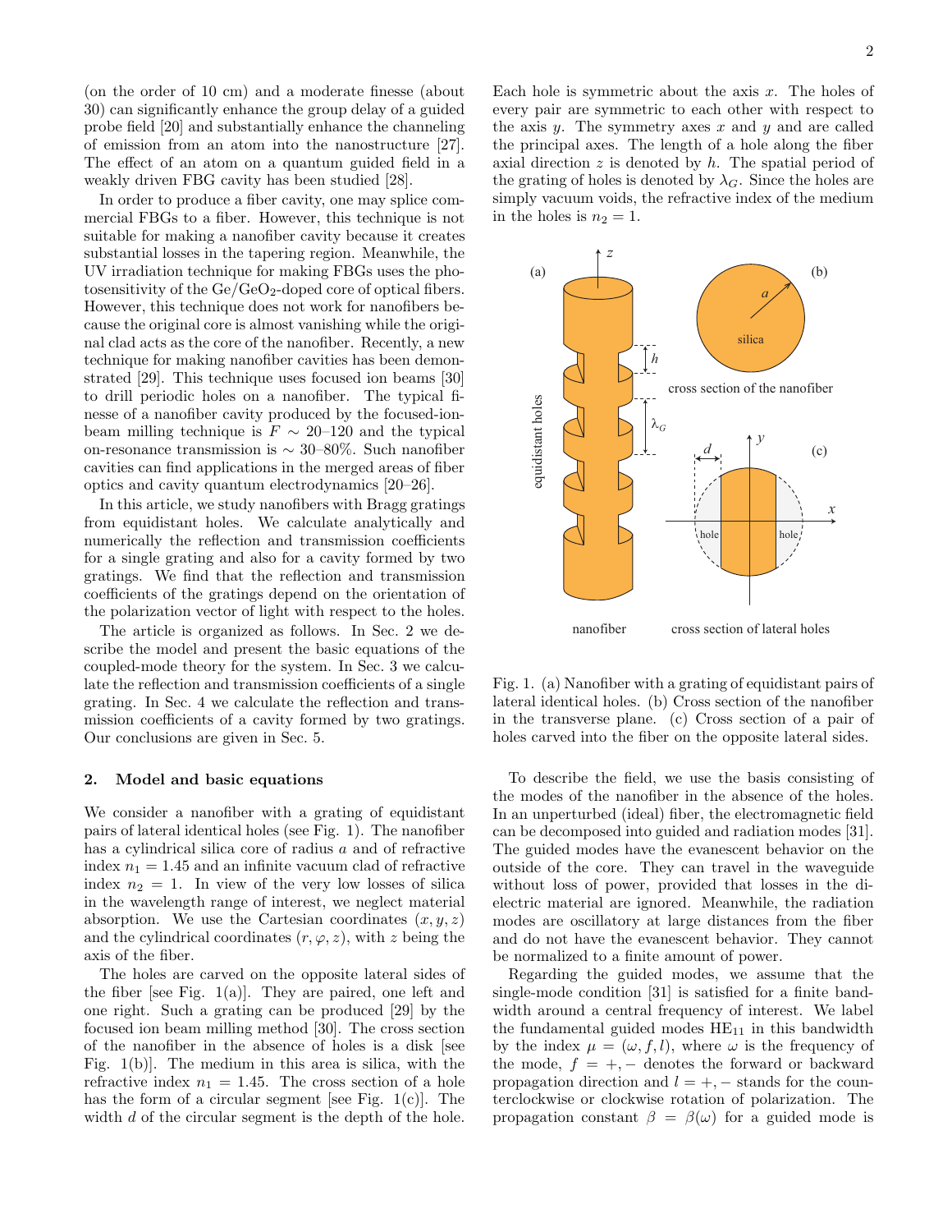(on the order of 10 cm) and a moderate finesse (about 30) can significantly enhance the group delay of a guided probe field [20] and substantially enhance the channeling of emission from an atom into the nanostructure [27]. The effect of an atom on a quantum guided field in a weakly driven FBG cavity has been studied [28].

In order to produce a fiber cavity, one may splice commercial FBGs to a fiber. However, this technique is not suitable for making a nanofiber cavity because it creates substantial losses in the tapering region. Meanwhile, the UV irradiation technique for making FBGs uses the photosensitivity of the $Ge/GeO_2$-doped core of optical fibers. However, this technique does not work for nanofibers because the original core is almost vanishing while the original clad acts as the core of the nanofiber. Recently, a new technique for making nanofiber cavities has been demonstrated [29]. This technique uses focused ion beams [30] to drill periodic holes on a nanofiber. The typical finesse of a nanofiber cavity produced by the focused-ion-beam milling technique is $F \sim 20$–$120$ and the typical on-resonance transmission is $\sim 30$–$80\%$. Such nanofiber cavities can find applications in the merged areas of fiber optics and cavity quantum electrodynamics [20–26].

In this article, we study nanofibers with Bragg gratings from equidistant holes. We calculate analytically and numerically the reflection and transmission coefficients for a single grating and also for a cavity formed by two gratings. We find that the reflection and transmission coefficients of the gratings depend on the orientation of the polarization vector of light with respect to the holes.

The article is organized as follows. In Sec. 2 we describe the model and present the basic equations of the coupled-mode theory for the system. In Sec. 3 we calculate the reflection and transmission coefficients of a single grating. In Sec. 4 we calculate the reflection and transmission coefficients of a cavity formed by two gratings. Our conclusions are given in Sec. 5.

## 2. Model and basic equations

We consider a nanofiber with a grating of equidistant pairs of lateral identical holes (see Fig. 1). The nanofiber has a cylindrical silica core of radius $a$ and of refractive index $n_1 = 1.45$ and an infinite vacuum clad of refractive index $n_2 = 1$. In view of the very low losses of silica in the wavelength range of interest, we neglect material absorption. We use the Cartesian coordinates $(x, y, z)$ and the cylindrical coordinates $(r, \varphi, z)$, with $z$ being the axis of the fiber.

The holes are carved on the opposite lateral sides of the fiber [see Fig. 1(a)]. They are paired, one left and one right. Such a grating can be produced [29] by the focused ion beam milling method [30]. The cross section of the nanofiber in the absence of holes is a disk [see Fig. 1(b)]. The medium in this area is silica, with the refractive index $n_1 = 1.45$. The cross section of a hole has the form of a circular segment [see Fig. 1(c)]. The width $d$ of the circular segment is the depth of the hole. Each hole is symmetric about the axis $x$. The holes of every pair are symmetric to each other with respect to the axis $y$. The symmetry axes $x$ and $y$ and are called the principal axes. The length of a hole along the fiber axial direction $z$ is denoted by $h$. The spatial period of the grating of holes is denoted by $\lambda_G$. Since the holes are simply vacuum voids, the refractive index of the medium in the holes is $n_2 = 1$.

Fig. 1. (a) Nanofiber with a grating of equidistant pairs of lateral identical holes. (b) Cross section of the nanofiber in the transverse plane. (c) Cross section of a pair of holes carved into the fiber on the opposite lateral sides.

To describe the field, we use the basis consisting of the modes of the nanofiber in the absence of the holes. In an unperturbed (ideal) fiber, the electromagnetic field can be decomposed into guided and radiation modes [31]. The guided modes have the evanescent behavior on the outside of the core. They can travel in the waveguide without loss of power, provided that losses in the dielectric material are ignored. Meanwhile, the radiation modes are oscillatory at large distances from the fiber and do not have the evanescent behavior. They cannot be normalized to a finite amount of power.

Regarding the guided modes, we assume that the single-mode condition [31] is satisfied for a finite bandwidth around a central frequency of interest. We label the fundamental guided modes $HE_{11}$ in this bandwidth by the index $\mu = (\omega, f, l)$, where $\omega$ is the frequency of the mode, $f = +, -$ denotes the forward or backward propagation direction and $l = +, -$ stands for the counterclockwise or clockwise rotation of polarization. The propagation constant $\beta = \beta(\omega)$ for a guided mode is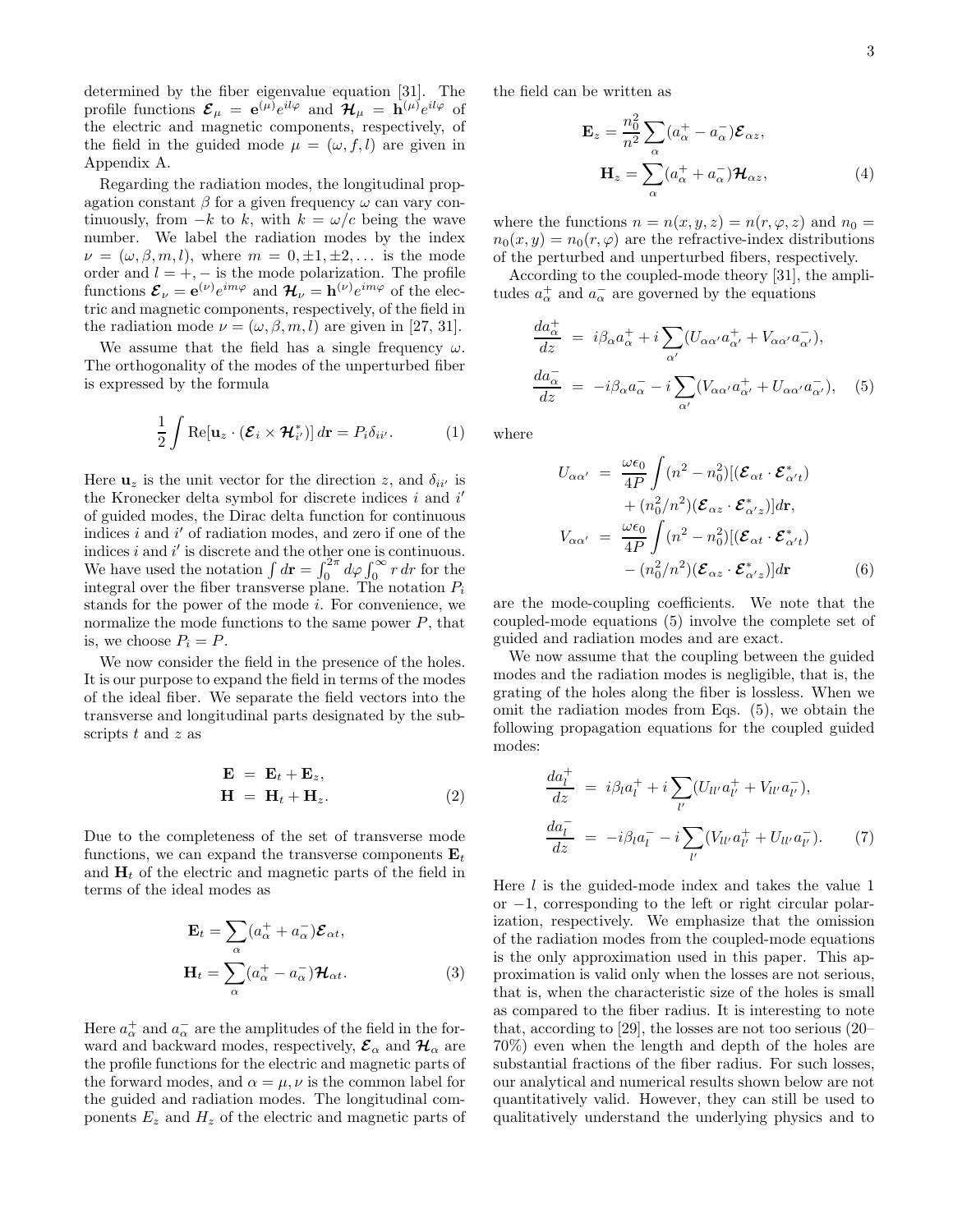determined by the fiber eigenvalue equation [31]. The profile functions $\boldsymbol{\mathcal{E}}_\mu = \mathbf{e}^{(\mu)} e^{il\varphi}$ and $\boldsymbol{\mathcal{H}}_\mu = \mathbf{h}^{(\mu)} e^{il\varphi}$ of the electric and magnetic components, respectively, of the field in the guided mode $\mu = (\omega, f, l)$ are given in Appendix A.

Regarding the radiation modes, the longitudinal propagation constant $\beta$ for a given frequency $\omega$ can vary continuously, from $-k$ to $k$, with $k = \omega/c$ being the wave number. We label the radiation modes by the index $\nu = (\omega, \beta, m, l)$, where $m = 0, \pm 1, \pm 2, \dots$ is the mode order and $l = +, -$ is the mode polarization. The profile functions $\boldsymbol{\mathcal{E}}_\nu = \mathbf{e}^{(\nu)} e^{im\varphi}$ and $\boldsymbol{\mathcal{H}}_\nu = \mathbf{h}^{(\nu)} e^{im\varphi}$ of the electric and magnetic components, respectively, of the field in the radiation mode $\nu = (\omega, \beta, m, l)$ are given in [27, 31].

We assume that the field has a single frequency $\omega$. The orthogonality of the modes of the unperturbed fiber is expressed by the formula

$$\frac{1}{2} \int \mathrm{Re}[\mathbf{u}_z \cdot (\boldsymbol{\mathcal{E}}_i \times \boldsymbol{\mathcal{H}}_{i'}^*)]\, d\mathbf{r} = P_i \delta_{ii'}. \tag{1}$$

Here $\mathbf{u}_z$ is the unit vector for the direction $z$, and $\delta_{ii'}$ is the Kronecker delta symbol for discrete indices $i$ and $i'$ of guided modes, the Dirac delta function for continuous indices $i$ and $i'$ of radiation modes, and zero if one of the indices $i$ and $i'$ is discrete and the other one is continuous. We have used the notation $\int d\mathbf{r} = \int_0^{2\pi} d\varphi \int_0^\infty r\, dr$ for the integral over the fiber transverse plane. The notation $P_i$ stands for the power of the mode $i$. For convenience, we normalize the mode functions to the same power $P$, that is, we choose $P_i = P$.

We now consider the field in the presence of the holes. It is our purpose to expand the field in terms of the modes of the ideal fiber. We separate the field vectors into the transverse and longitudinal parts designated by the subscripts $t$ and $z$ as

$$\begin{aligned} \mathbf{E} &= \mathbf{E}_t + \mathbf{E}_z, \\ \mathbf{H} &= \mathbf{H}_t + \mathbf{H}_z. \end{aligned} \tag{2}$$

Due to the completeness of the set of transverse mode functions, we can expand the transverse components $\mathbf{E}_t$ and $\mathbf{H}_t$ of the electric and magnetic parts of the field in terms of the ideal modes as

$$\begin{aligned} \mathbf{E}_t &= \sum_\alpha (a_\alpha^+ + a_\alpha^-) \boldsymbol{\mathcal{E}}_{\alpha t}, \\ \mathbf{H}_t &= \sum_\alpha (a_\alpha^+ - a_\alpha^-) \boldsymbol{\mathcal{H}}_{\alpha t}. \end{aligned} \tag{3}$$

Here $a_\alpha^+$ and $a_\alpha^-$ are the amplitudes of the field in the forward and backward modes, respectively, $\boldsymbol{\mathcal{E}}_\alpha$ and $\boldsymbol{\mathcal{H}}_\alpha$ are the profile functions for the electric and magnetic parts of the forward modes, and $\alpha = \mu, \nu$ is the common label for the guided and radiation modes. The longitudinal components $E_z$ and $H_z$ of the electric and magnetic parts of the field can be written as

$$\begin{aligned} \mathbf{E}_z &= \frac{n_0^2}{n^2} \sum_\alpha (a_\alpha^+ - a_\alpha^-) \boldsymbol{\mathcal{E}}_{\alpha z}, \\ \mathbf{H}_z &= \sum_\alpha (a_\alpha^+ + a_\alpha^-) \boldsymbol{\mathcal{H}}_{\alpha z}, \end{aligned} \tag{4}$$

where the functions $n = n(x, y, z) = n(r, \varphi, z)$ and $n_0 = n_0(x, y) = n_0(r, \varphi)$ are the refractive-index distributions of the perturbed and unperturbed fibers, respectively.

According to the coupled-mode theory [31], the amplitudes $a_\alpha^+$ and $a_\alpha^-$ are governed by the equations

$$\begin{aligned} \frac{da_\alpha^+}{dz} &= i\beta_\alpha a_\alpha^+ + i \sum_{\alpha'} (U_{\alpha\alpha'} a_{\alpha'}^+ + V_{\alpha\alpha'} a_{\alpha'}^-), \\ \frac{da_\alpha^-}{dz} &= -i\beta_\alpha a_\alpha^- - i \sum_{\alpha'} (V_{\alpha\alpha'} a_{\alpha'}^+ + U_{\alpha\alpha'} a_{\alpha'}^-), \end{aligned} \tag{5}$$

where

$$\begin{aligned} U_{\alpha\alpha'} &= \frac{\omega\epsilon_0}{4P} \int (n^2 - n_0^2)[(\boldsymbol{\mathcal{E}}_{\alpha t} \cdot \boldsymbol{\mathcal{E}}_{\alpha' t}^*) \\ &\quad + (n_0^2/n^2)(\boldsymbol{\mathcal{E}}_{\alpha z} \cdot \boldsymbol{\mathcal{E}}_{\alpha' z}^*)] d\mathbf{r}, \\ V_{\alpha\alpha'} &= \frac{\omega\epsilon_0}{4P} \int (n^2 - n_0^2)[(\boldsymbol{\mathcal{E}}_{\alpha t} \cdot \boldsymbol{\mathcal{E}}_{\alpha' t}^*) \\ &\quad - (n_0^2/n^2)(\boldsymbol{\mathcal{E}}_{\alpha z} \cdot \boldsymbol{\mathcal{E}}_{\alpha' z}^*)] d\mathbf{r} \end{aligned} \tag{6}$$

are the mode-coupling coefficients. We note that the coupled-mode equations (5) involve the complete set of guided and radiation modes and are exact.

We now assume that the coupling between the guided modes and the radiation modes is negligible, that is, the grating of the holes along the fiber is lossless. When we omit the radiation modes from Eqs. (5), we obtain the following propagation equations for the coupled guided modes:

$$\begin{aligned} \frac{da_l^+}{dz} &= i\beta_l a_l^+ + i \sum_{l'} (U_{ll'} a_{l'}^+ + V_{ll'} a_{l'}^-), \\ \frac{da_l^-}{dz} &= -i\beta_l a_l^- - i \sum_{l'} (V_{ll'} a_{l'}^+ + U_{ll'} a_{l'}^-). \end{aligned} \tag{7}$$

Here $l$ is the guided-mode index and takes the value 1 or $-1$, corresponding to the left or right circular polarization, respectively. We emphasize that the omission of the radiation modes from the coupled-mode equations is the only approximation used in this paper. This approximation is valid only when the losses are not serious, that is, when the characteristic size of the holes is small as compared to the fiber radius. It is interesting to note that, according to [29], the losses are not too serious (20–70%) even when the length and depth of the holes are substantial fractions of the fiber radius. For such losses, our analytical and numerical results shown below are not quantitatively valid. However, they can still be used to qualitatively understand the underlying physics and to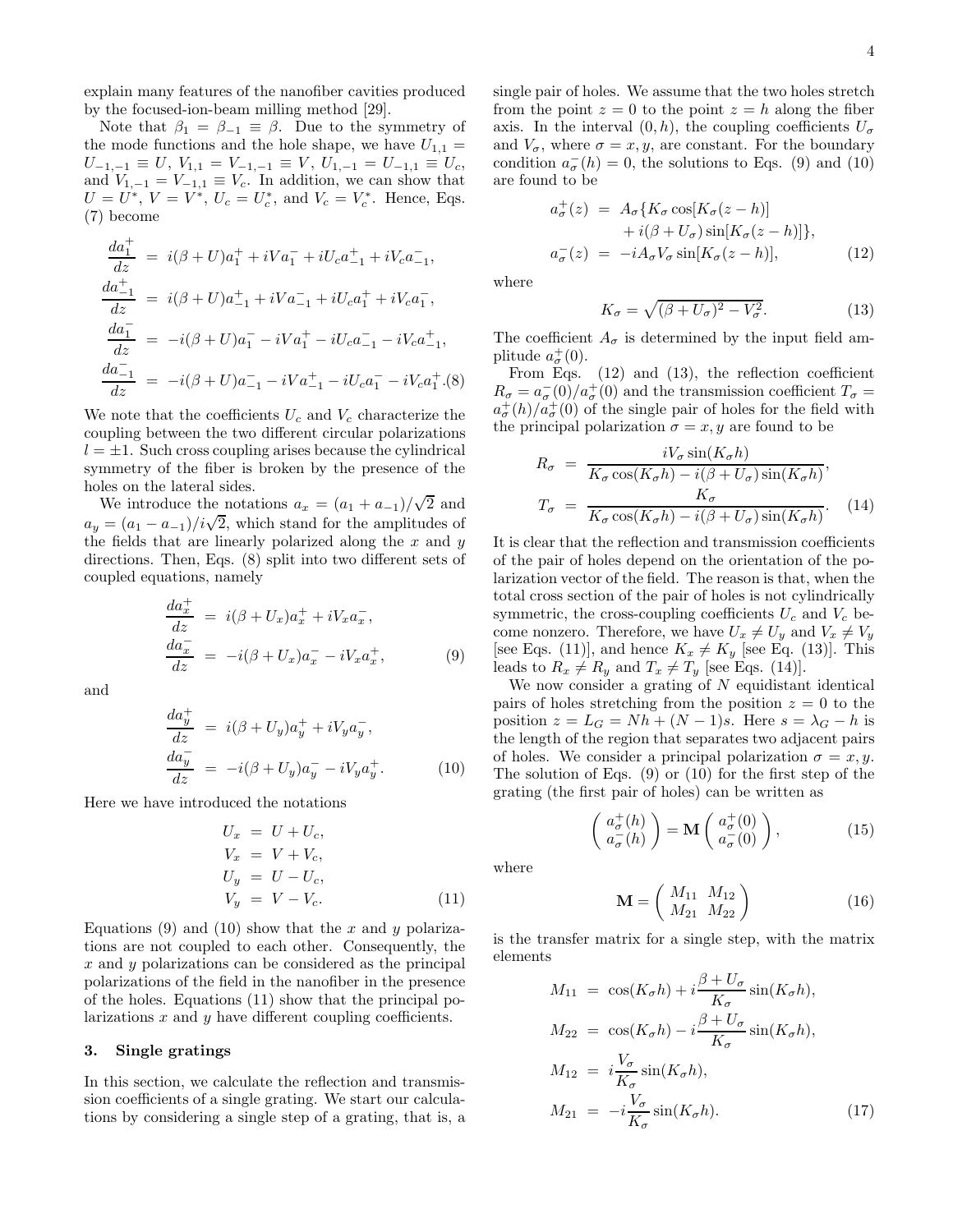explain many features of the nanofiber cavities produced by the focused-ion-beam milling method [29].

Note that $\beta_1 = \beta_{-1} \equiv \beta$. Due to the symmetry of the mode functions and the hole shape, we have $U_{1,1} = U_{-1,-1} \equiv U$, $V_{1,1} = V_{-1,-1} \equiv V$, $U_{1,-1} = U_{-1,1} \equiv U_c$, and $V_{1,-1} = V_{-1,1} \equiv V_c$. In addition, we can show that $U = U^*$, $V = V^*$, $U_c = U_c^*$, and $V_c = V_c^*$. Hence, Eqs. (7) become

$$
\begin{aligned}
\frac{da_1^+}{dz} &= i(\beta + U)a_1^+ + iVa_1^- + iU_c a_{-1}^+ + iV_c a_{-1}^-, \\
\frac{da_{-1}^+}{dz} &= i(\beta + U)a_{-1}^+ + iVa_{-1}^- + iU_c a_1^+ + iV_c a_1^-, \\
\frac{da_1^-}{dz} &= -i(\beta + U)a_1^- - iVa_1^+ - iU_c a_{-1}^- - iV_c a_{-1}^+, \\
\frac{da_{-1}^-}{dz} &= -i(\beta + U)a_{-1}^- - iVa_{-1}^+ - iU_c a_1^- - iV_c a_1^+. \quad (8)
\end{aligned}
$$

We note that the coefficients $U_c$ and $V_c$ characterize the coupling between the two different circular polarizations $l = \pm 1$. Such cross coupling arises because the cylindrical symmetry of the fiber is broken by the presence of the holes on the lateral sides.

We introduce the notations $a_x = (a_1 + a_{-1})/\sqrt{2}$ and $a_y = (a_1 - a_{-1})/i\sqrt{2}$, which stand for the amplitudes of the fields that are linearly polarized along the $x$ and $y$ directions. Then, Eqs. (8) split into two different sets of coupled equations, namely

$$
\begin{aligned}
\frac{da_x^+}{dz} &= i(\beta + U_x)a_x^+ + iV_x a_x^-, \\
\frac{da_x^-}{dz} &= -i(\beta + U_x)a_x^- - iV_x a_x^+, \quad (9)
\end{aligned}
$$

and

$$
\begin{aligned}
\frac{da_y^+}{dz} &= i(\beta + U_y)a_y^+ + iV_y a_y^-, \\
\frac{da_y^-}{dz} &= -i(\beta + U_y)a_y^- - iV_y a_y^+. \quad (10)
\end{aligned}
$$

Here we have introduced the notations

$$
\begin{aligned}
U_x &= U + U_c, \\
V_x &= V + V_c, \\
U_y &= U - U_c, \\
V_y &= V - V_c. \quad (11)
\end{aligned}
$$

Equations (9) and (10) show that the $x$ and $y$ polarizations are not coupled to each other. Consequently, the $x$ and $y$ polarizations can be considered as the principal polarizations of the field in the nanofiber in the presence of the holes. Equations (11) show that the principal polarizations $x$ and $y$ have different coupling coefficients.

### 3. Single gratings

In this section, we calculate the reflection and transmission coefficients of a single grating. We start our calculations by considering a single step of a grating, that is, a single pair of holes. We assume that the two holes stretch from the point $z = 0$ to the point $z = h$ along the fiber axis. In the interval $(0, h)$, the coupling coefficients $U_\sigma$ and $V_\sigma$, where $\sigma = x, y$, are constant. For the boundary condition $a_\sigma^-(h) = 0$, the solutions to Eqs. (9) and (10) are found to be

$$
\begin{aligned}
a_\sigma^+(z) &= A_\sigma\{K_\sigma \cos[K_\sigma(z-h)] \\
&\quad + i(\beta + U_\sigma)\sin[K_\sigma(z-h)]\}, \\
a_\sigma^-(z) &= -iA_\sigma V_\sigma \sin[K_\sigma(z-h)], \quad (12)
\end{aligned}
$$

where

$$
K_\sigma = \sqrt{(\beta + U_\sigma)^2 - V_\sigma^2}. \quad (13)
$$

The coefficient $A_\sigma$ is determined by the input field amplitude $a_\sigma^+(0)$.

From Eqs. (12) and (13), the reflection coefficient $R_\sigma = a_\sigma^-(0)/a_\sigma^+(0)$ and the transmission coefficient $T_\sigma = a_\sigma^+(h)/a_\sigma^+(0)$ of the single pair of holes for the field with the principal polarization $\sigma = x, y$ are found to be

$$
\begin{aligned}
R_\sigma &= \frac{iV_\sigma \sin(K_\sigma h)}{K_\sigma \cos(K_\sigma h) - i(\beta + U_\sigma)\sin(K_\sigma h)}, \\
T_\sigma &= \frac{K_\sigma}{K_\sigma \cos(K_\sigma h) - i(\beta + U_\sigma)\sin(K_\sigma h)}. \quad (14)
\end{aligned}
$$

It is clear that the reflection and transmission coefficients of the pair of holes depend on the orientation of the polarization vector of the field. The reason is that, when the total cross section of the pair of holes is not cylindrically symmetric, the cross-coupling coefficients $U_c$ and $V_c$ become nonzero. Therefore, we have $U_x \neq U_y$ and $V_x \neq V_y$ [see Eqs. (11)], and hence $K_x \neq K_y$ [see Eq. (13)]. This leads to $R_x \neq R_y$ and $T_x \neq T_y$ [see Eqs. (14)].

We now consider a grating of $N$ equidistant identical pairs of holes stretching from the position $z = 0$ to the position $z = L_G = Nh + (N-1)s$. Here $s = \lambda_G - h$ is the length of the region that separates two adjacent pairs of holes. We consider a principal polarization $\sigma = x, y$. The solution of Eqs. (9) or (10) for the first step of the grating (the first pair of holes) can be written as

$$
\begin{pmatrix} a_\sigma^+(h) \\ a_\sigma^-(h) \end{pmatrix} = \mathbf{M} \begin{pmatrix} a_\sigma^+(0) \\ a_\sigma^-(0) \end{pmatrix}, \quad (15)
$$

where

$$
\mathbf{M} = \begin{pmatrix} M_{11} & M_{12} \\ M_{21} & M_{22} \end{pmatrix} \quad (16)
$$

is the transfer matrix for a single step, with the matrix elements

$$
\begin{aligned}
M_{11} &= \cos(K_\sigma h) + i\frac{\beta + U_\sigma}{K_\sigma}\sin(K_\sigma h), \\
M_{22} &= \cos(K_\sigma h) - i\frac{\beta + U_\sigma}{K_\sigma}\sin(K_\sigma h), \\
M_{12} &= i\frac{V_\sigma}{K_\sigma}\sin(K_\sigma h), \\
M_{21} &= -i\frac{V_\sigma}{K_\sigma}\sin(K_\sigma h). \quad (17)
\end{aligned}
$$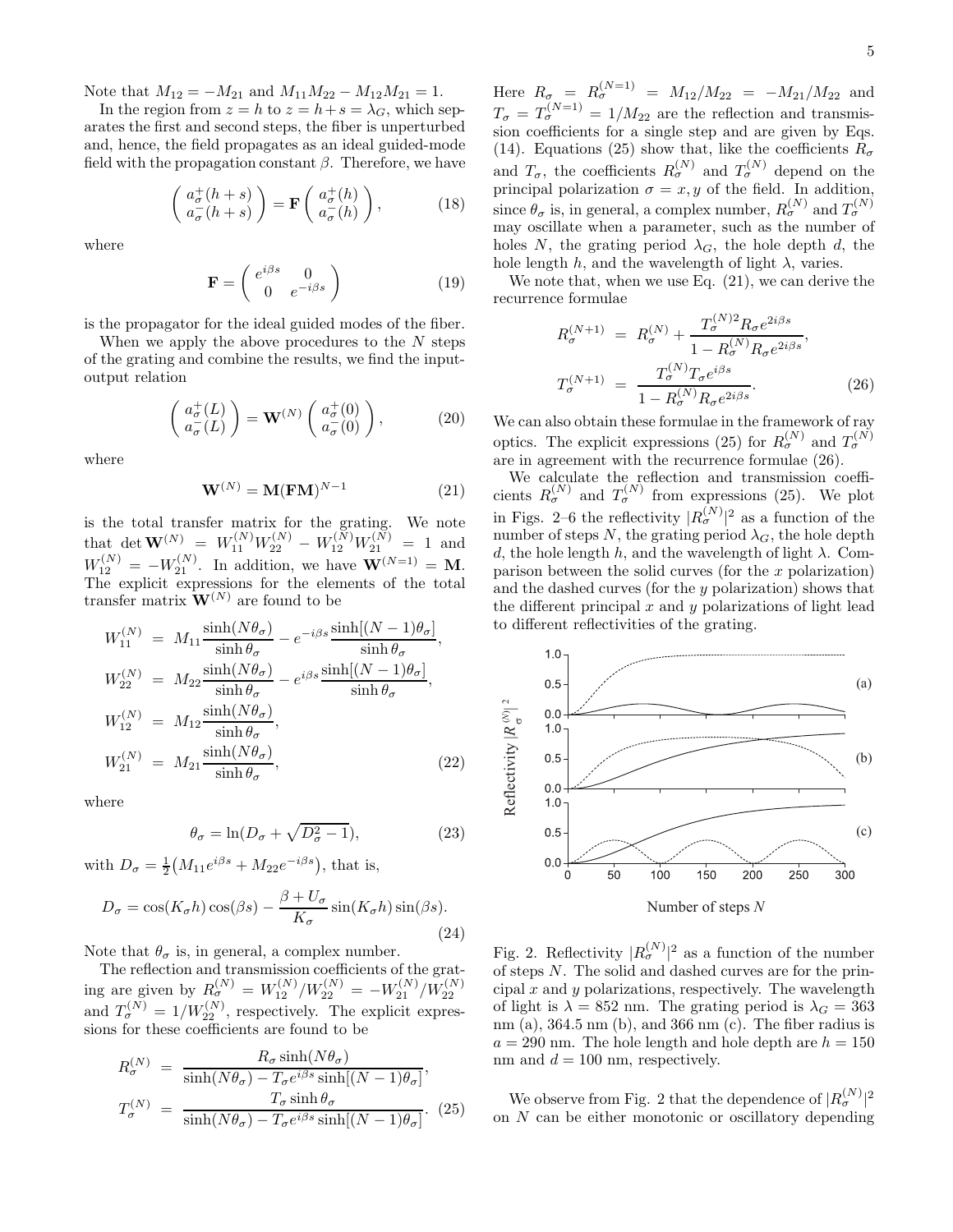Note that $M_{12} = -M_{21}$ and $M_{11}M_{22} - M_{12}M_{21} = 1$.

In the region from $z = h$ to $z = h + s = \lambda_G$, which separates the first and second steps, the fiber is unperturbed and, hence, the field propagates as an ideal guided-mode field with the propagation constant $\beta$. Therefore, we have

$$\begin{pmatrix} a_\sigma^+(h+s) \\ a_\sigma^-(h+s) \end{pmatrix} = \mathbf{F} \begin{pmatrix} a_\sigma^+(h) \\ a_\sigma^-(h) \end{pmatrix}, \tag{18}$$

where

$$\mathbf{F} = \begin{pmatrix} e^{i\beta s} & 0 \\ 0 & e^{-i\beta s} \end{pmatrix} \tag{19}$$

is the propagator for the ideal guided modes of the fiber.

When we apply the above procedures to the $N$ steps of the grating and combine the results, we find the input-output relation

$$\begin{pmatrix} a_\sigma^+(L) \\ a_\sigma^-(L) \end{pmatrix} = \mathbf{W}^{(N)} \begin{pmatrix} a_\sigma^+(0) \\ a_\sigma^-(0) \end{pmatrix}, \tag{20}$$

where

$$\mathbf{W}^{(N)} = \mathbf{M}(\mathbf{FM})^{N-1} \tag{21}$$

is the total transfer matrix for the grating. We note that $\det \mathbf{W}^{(N)} = W_{11}^{(N)}W_{22}^{(N)} - W_{12}^{(N)}W_{21}^{(N)} = 1$ and $W_{12}^{(N)} = -W_{21}^{(N)}$. In addition, we have $\mathbf{W}^{(N=1)} = \mathbf{M}$. The explicit expressions for the elements of the total transfer matrix $\mathbf{W}^{(N)}$ are found to be

$$\begin{aligned}
W_{11}^{(N)} &= M_{11}\frac{\sinh(N\theta_\sigma)}{\sinh\theta_\sigma} - e^{-i\beta s}\frac{\sinh[(N-1)\theta_\sigma]}{\sinh\theta_\sigma}, \\
W_{22}^{(N)} &= M_{22}\frac{\sinh(N\theta_\sigma)}{\sinh\theta_\sigma} - e^{i\beta s}\frac{\sinh[(N-1)\theta_\sigma]}{\sinh\theta_\sigma}, \\
W_{12}^{(N)} &= M_{12}\frac{\sinh(N\theta_\sigma)}{\sinh\theta_\sigma}, \\
W_{21}^{(N)} &= M_{21}\frac{\sinh(N\theta_\sigma)}{\sinh\theta_\sigma},
\end{aligned} \tag{22}$$

where

$$\theta_\sigma = \ln(D_\sigma + \sqrt{D_\sigma^2 - 1}), \tag{23}$$

with $D_\sigma = \frac{1}{2}\big(M_{11}e^{i\beta s} + M_{22}e^{-i\beta s}\big)$, that is,

$$D_\sigma = \cos(K_\sigma h)\cos(\beta s) - \frac{\beta + U_\sigma}{K_\sigma}\sin(K_\sigma h)\sin(\beta s). \tag{24}$$

Note that $\theta_\sigma$ is, in general, a complex number.

The reflection and transmission coefficients of the grating are given by $R_\sigma^{(N)} = W_{12}^{(N)}/W_{22}^{(N)} = -W_{21}^{(N)}/W_{22}^{(N)}$ and $T_\sigma^{(N)} = 1/W_{22}^{(N)}$, respectively. The explicit expressions for these coefficients are found to be

$$\begin{aligned}
R_\sigma^{(N)} &= \frac{R_\sigma \sinh(N\theta_\sigma)}{\sinh(N\theta_\sigma) - T_\sigma e^{i\beta s}\sinh[(N-1)\theta_\sigma]}, \\
T_\sigma^{(N)} &= \frac{T_\sigma \sinh\theta_\sigma}{\sinh(N\theta_\sigma) - T_\sigma e^{i\beta s}\sinh[(N-1)\theta_\sigma]}.
\end{aligned} \tag{25}$$

Here $R_\sigma = R_\sigma^{(N=1)} = M_{12}/M_{22} = -M_{21}/M_{22}$ and $T_\sigma = T_\sigma^{(N=1)} = 1/M_{22}$ are the reflection and transmission coefficients for a single step and are given by Eqs. (14). Equations (25) show that, like the coefficients $R_\sigma$ and $T_\sigma$, the coefficients $R_\sigma^{(N)}$ and $T_\sigma^{(N)}$ depend on the principal polarization $\sigma = x, y$ of the field. In addition, since $\theta_\sigma$ is, in general, a complex number, $R_\sigma^{(N)}$ and $T_\sigma^{(N)}$ may oscillate when a parameter, such as the number of holes $N$, the grating period $\lambda_G$, the hole depth $d$, the hole length $h$, and the wavelength of light $\lambda$, varies.

We note that, when we use Eq. (21), we can derive the recurrence formulae

$$\begin{aligned}
R_\sigma^{(N+1)} &= R_\sigma^{(N)} + \frac{T_\sigma^{(N)2} R_\sigma e^{2i\beta s}}{1 - R_\sigma^{(N)} R_\sigma e^{2i\beta s}}, \\
T_\sigma^{(N+1)} &= \frac{T_\sigma^{(N)} T_\sigma e^{i\beta s}}{1 - R_\sigma^{(N)} R_\sigma e^{2i\beta s}}.
\end{aligned} \tag{26}$$

We can also obtain these formulae in the framework of ray optics. The explicit expressions (25) for $R_\sigma^{(N)}$ and $T_\sigma^{(N)}$ are in agreement with the recurrence formulae (26).

We calculate the reflection and transmission coefficients $R_\sigma^{(N)}$ and $T_\sigma^{(N)}$ from expressions (25). We plot in Figs. 2–6 the reflectivity $|R_\sigma^{(N)}|^2$ as a function of the number of steps $N$, the grating period $\lambda_G$, the hole depth $d$, the hole length $h$, and the wavelength of light $\lambda$. Comparison between the solid curves (for the $x$ polarization) and the dashed curves (for the $y$ polarization) shows that the different principal $x$ and $y$ polarizations of light lead to different reflectivities of the grating.

Fig. 2. Reflectivity $|R_\sigma^{(N)}|^2$ as a function of the number of steps $N$. The solid and dashed curves are for the principal $x$ and $y$ polarizations, respectively. The wavelength of light is $\lambda = 852$ nm. The grating period is $\lambda_G = 363$ nm (a), 364.5 nm (b), and 366 nm (c). The fiber radius is $a = 290$ nm. The hole length and hole depth are $h = 150$ nm and $d = 100$ nm, respectively.

We observe from Fig. 2 that the dependence of $|R_\sigma^{(N)}|^2$ on $N$ can be either monotonic or oscillatory depending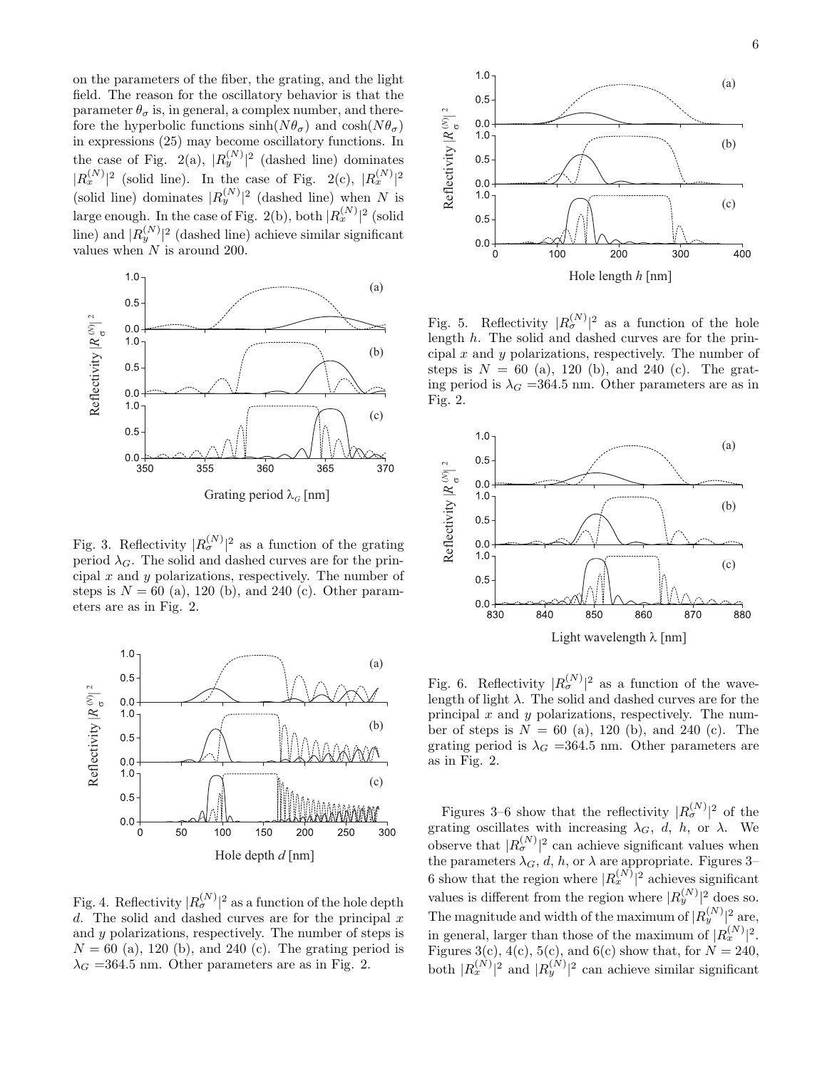on the parameters of the fiber, the grating, and the light field. The reason for the oscillatory behavior is that the parameter $\theta_\sigma$ is, in general, a complex number, and therefore the hyperbolic functions $\sinh(N\theta_\sigma)$ and $\cosh(N\theta_\sigma)$ in expressions (25) may become oscillatory functions. In the case of Fig. 2(a), $|R_y^{(N)}|^2$ (dashed line) dominates $|R_x^{(N)}|^2$ (solid line). In the case of Fig. 2(c), $|R_x^{(N)}|^2$ (solid line) dominates $|R_y^{(N)}|^2$ (dashed line) when $N$ is large enough. In the case of Fig. 2(b), both $|R_x^{(N)}|^2$ (solid line) and $|R_y^{(N)}|^2$ (dashed line) achieve similar significant values when $N$ is around 200.

Fig. 3. Reflectivity $|R_\sigma^{(N)}|^2$ as a function of the grating period $\lambda_G$. The solid and dashed curves are for the principal $x$ and $y$ polarizations, respectively. The number of steps is $N = 60$ (a), 120 (b), and 240 (c). Other parameters are as in Fig. 2.

Fig. 4. Reflectivity $|R_\sigma^{(N)}|^2$ as a function of the hole depth $d$. The solid and dashed curves are for the principal $x$ and $y$ polarizations, respectively. The number of steps is $N = 60$ (a), 120 (b), and 240 (c). The grating period is $\lambda_G = 364.5$ nm. Other parameters are as in Fig. 2.

Fig. 5. Reflectivity $|R_\sigma^{(N)}|^2$ as a function of the hole length $h$. The solid and dashed curves are for the principal $x$ and $y$ polarizations, respectively. The number of steps is $N = 60$ (a), 120 (b), and 240 (c). The grating period is $\lambda_G = 364.5$ nm. Other parameters are as in Fig. 2.

Fig. 6. Reflectivity $|R_\sigma^{(N)}|^2$ as a function of the wavelength of light $\lambda$. The solid and dashed curves are for the principal $x$ and $y$ polarizations, respectively. The number of steps is $N = 60$ (a), 120 (b), and 240 (c). The grating period is $\lambda_G = 364.5$ nm. Other parameters are as in Fig. 2.

Figures 3–6 show that the reflectivity $|R_\sigma^{(N)}|^2$ of the grating oscillates with increasing $\lambda_G$, $d$, $h$, or $\lambda$. We observe that $|R_\sigma^{(N)}|^2$ can achieve significant values when the parameters $\lambda_G$, $d$, $h$, or $\lambda$ are appropriate. Figures 3–6 show that the region where $|R_x^{(N)}|^2$ achieves significant values is different from the region where $|R_y^{(N)}|^2$ does so. The magnitude and width of the maximum of $|R_y^{(N)}|^2$ are, in general, larger than those of the maximum of $|R_x^{(N)}|^2$. Figures 3(c), 4(c), 5(c), and 6(c) show that, for $N = 240$, both $|R_x^{(N)}|^2$ and $|R_y^{(N)}|^2$ can achieve similar significant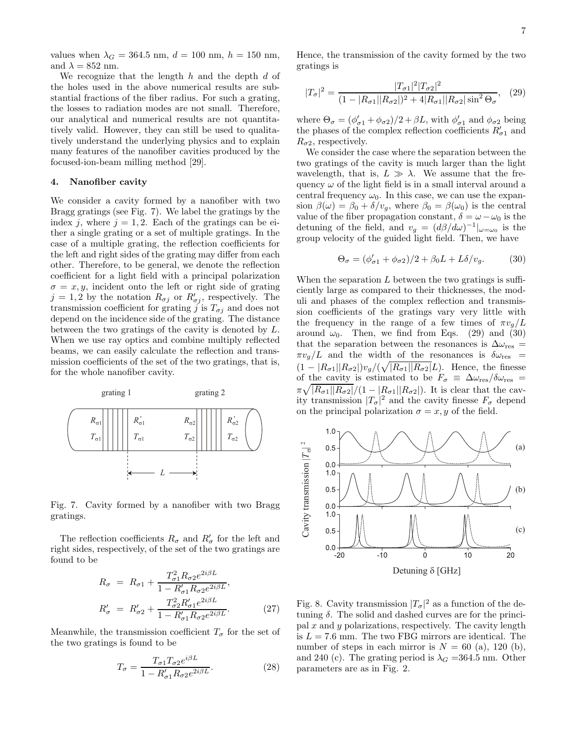values when $\lambda_G = 364.5$ nm, $d = 100$ nm, $h = 150$ nm, and $\lambda = 852$ nm.

We recognize that the length $h$ and the depth $d$ of the holes used in the above numerical results are substantial fractions of the fiber radius. For such a grating, the losses to radiation modes are not small. Therefore, our analytical and numerical results are not quantitatively valid. However, they can still be used to qualitatively understand the underlying physics and to explain many features of the nanofiber cavities produced by the focused-ion-beam milling method [29].

## 4. Nanofiber cavity

We consider a cavity formed by a nanofiber with two Bragg gratings (see Fig. 7). We label the gratings by the index $j$, where $j = 1, 2$. Each of the gratings can be either a single grating or a set of multiple gratings. In the case of a multiple grating, the reflection coefficients for the left and right sides of the grating may differ from each other. Therefore, to be general, we denote the reflection coefficient for a light field with a principal polarization $\sigma = x, y$, incident onto the left or right side of grating $j = 1, 2$ by the notation $R_{\sigma j}$ or $R'_{\sigma j}$, respectively. The transmission coefficient for grating $j$ is $T_{\sigma j}$ and does not depend on the incidence side of the grating. The distance between the two gratings of the cavity is denoted by $L$. When we use ray optics and combine multiply reflected beams, we can easily calculate the reflection and transmission coefficients of the set of the two gratings, that is, for the whole nanofiber cavity.

Fig. 7. Cavity formed by a nanofiber with two Bragg gratings.

The reflection coefficients $R_\sigma$ and $R'_\sigma$ for the left and right sides, respectively, of the set of the two gratings are found to be

$$
\begin{aligned}
R_\sigma &= R_{\sigma 1} + \frac{T_{\sigma 1}^2 R_{\sigma 2} e^{2i\beta L}}{1 - R'_{\sigma 1} R_{\sigma 2} e^{2i\beta L}}, \\
R'_\sigma &= R'_{\sigma 2} + \frac{T_{\sigma 2}^2 R'_{\sigma 1} e^{2i\beta L}}{1 - R'_{\sigma 1} R_{\sigma 2} e^{2i\beta L}}.
\end{aligned} \tag{27}
$$

Meanwhile, the transmission coefficient $T_\sigma$ for the set of the two gratings is found to be

$$
T_\sigma = \frac{T_{\sigma 1} T_{\sigma 2} e^{i\beta L}}{1 - R'_{\sigma 1} R_{\sigma 2} e^{2i\beta L}}. \tag{28}
$$

Hence, the transmission of the cavity formed by the two gratings is

$$
|T_\sigma|^2 = \frac{|T_{\sigma 1}|^2 |T_{\sigma 2}|^2}{(1 - |R_{\sigma 1}||R_{\sigma 2}|)^2 + 4|R_{\sigma 1}||R_{\sigma 2}| \sin^2 \Theta_\sigma}, \tag{29}
$$

where $\Theta_\sigma = (\phi'_{\sigma 1} + \phi_{\sigma 2})/2 + \beta L$, with $\phi'_{\sigma 1}$ and $\phi_{\sigma 2}$ being the phases of the complex reflection coefficients $R'_{\sigma 1}$ and $R_{\sigma 2}$, respectively.

We consider the case where the separation between the two gratings of the cavity is much larger than the light wavelength, that is, $L \gg \lambda$. We assume that the frequency $\omega$ of the light field is in a small interval around a central frequency $\omega_0$. In this case, we can use the expansion $\beta(\omega) = \beta_0 + \delta/v_g$, where $\beta_0 = \beta(\omega_0)$ is the central value of the fiber propagation constant, $\delta = \omega - \omega_0$ is the detuning of the field, and $v_g = (d\beta/d\omega)^{-1}|_{\omega=\omega_0}$ is the group velocity of the guided light field. Then, we have

$$
\Theta_\sigma = (\phi'_{\sigma 1} + \phi_{\sigma 2})/2 + \beta_0 L + L\delta/v_g. \tag{30}
$$

When the separation $L$ between the two gratings is sufficiently large as compared to their thicknesses, the moduli and phases of the complex reflection and transmission coefficients of the gratings vary very little with the frequency in the range of a few times of $\pi v_g/L$ around $\omega_0$. Then, we find from Eqs. (29) and (30) that the separation between the resonances is $\Delta\omega_{\text{res}} = \pi v_g/L$ and the width of the resonances is $\delta\omega_{\text{res}} = (1 - |R_{\sigma 1}||R_{\sigma 2}|)v_g/(\sqrt{|R_{\sigma 1}||R_{\sigma 2}|}L)$. Hence, the finesse of the cavity is estimated to be $F_\sigma \equiv \Delta\omega_{\text{res}}/\delta\omega_{\text{res}} = \pi\sqrt{|R_{\sigma 1}||R_{\sigma 2}|}/(1 - |R_{\sigma 1}||R_{\sigma 2}|)$. It is clear that the cavity transmission $|T_\sigma|^2$ and the cavity finesse $F_\sigma$ depend on the principal polarization $\sigma = x, y$ of the field.

Fig. 8. Cavity transmission $|T_\sigma|^2$ as a function of the detuning $\delta$. The solid and dashed curves are for the principal $x$ and $y$ polarizations, respectively. The cavity length is $L = 7.6$ mm. The two FBG mirrors are identical. The number of steps in each mirror is $N = 60$ (a), 120 (b), and 240 (c). The grating period is $\lambda_G = 364.5$ nm. Other parameters are as in Fig. 2.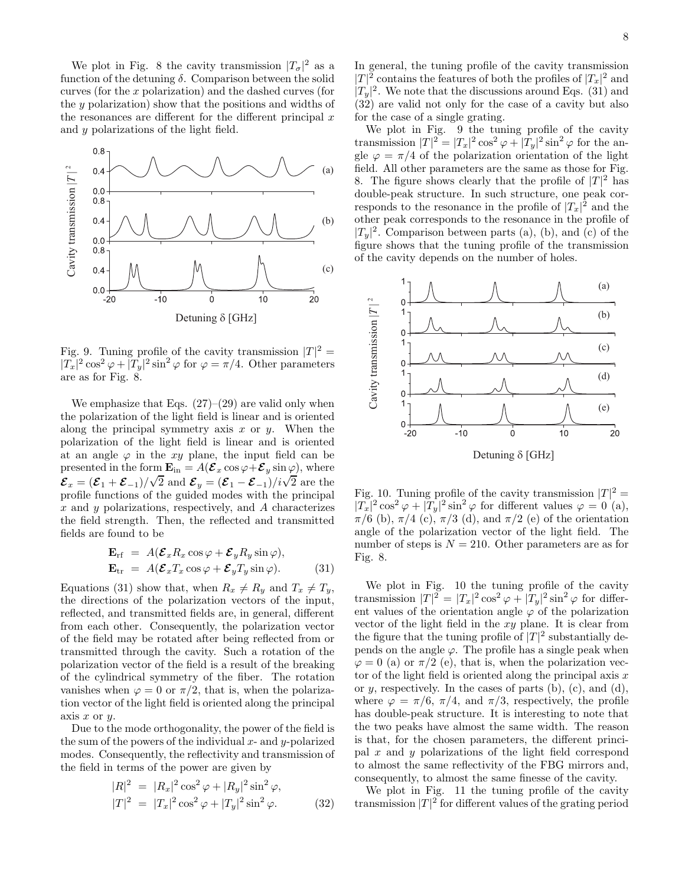We plot in Fig. 8 the cavity transmission $|T_\sigma|^2$ as a function of the detuning $\delta$. Comparison between the solid curves (for the $x$ polarization) and the dashed curves (for the $y$ polarization) show that the positions and widths of the resonances are different for the different principal $x$ and $y$ polarizations of the light field.

Fig. 9. Tuning profile of the cavity transmission $|T|^2 = |T_x|^2\cos^2\varphi + |T_y|^2\sin^2\varphi$ for $\varphi = \pi/4$. Other parameters are as for Fig. 8.

We emphasize that Eqs. (27)–(29) are valid only when the polarization of the light field is linear and is oriented along the principal symmetry axis $x$ or $y$. When the polarization of the light field is linear and is oriented at an angle $\varphi$ in the $xy$ plane, the input field can be presented in the form $\mathbf{E}_{\rm in} = A(\boldsymbol{\mathcal{E}}_x\cos\varphi + \boldsymbol{\mathcal{E}}_y\sin\varphi)$, where $\boldsymbol{\mathcal{E}}_x = (\boldsymbol{\mathcal{E}}_1 + \boldsymbol{\mathcal{E}}_{-1})/\sqrt{2}$ and $\boldsymbol{\mathcal{E}}_y = (\boldsymbol{\mathcal{E}}_1 - \boldsymbol{\mathcal{E}}_{-1})/i\sqrt{2}$ are the profile functions of the guided modes with the principal $x$ and $y$ polarizations, respectively, and $A$ characterizes the field strength. Then, the reflected and transmitted fields are found to be

$$
\begin{aligned}
\mathbf{E}_{\rm rf} &= A(\boldsymbol{\mathcal{E}}_x R_x\cos\varphi + \boldsymbol{\mathcal{E}}_y R_y\sin\varphi),\\
\mathbf{E}_{\rm tr} &= A(\boldsymbol{\mathcal{E}}_x T_x\cos\varphi + \boldsymbol{\mathcal{E}}_y T_y\sin\varphi).
\end{aligned}
\tag{31}
$$

Equations (31) show that, when $R_x \neq R_y$ and $T_x \neq T_y$, the directions of the polarization vectors of the input, reflected, and transmitted fields are, in general, different from each other. Consequently, the polarization vector of the field may be rotated after being reflected from or transmitted through the cavity. Such a rotation of the polarization vector of the field is a result of the breaking of the cylindrical symmetry of the fiber. The rotation vanishes when $\varphi = 0$ or $\pi/2$, that is, when the polarization vector of the light field is oriented along the principal axis $x$ or $y$.

Due to the mode orthogonality, the power of the field is the sum of the powers of the individual $x$- and $y$-polarized modes. Consequently, the reflectivity and transmission of the field in terms of the power are given by

$$
\begin{aligned}
|R|^2 &= |R_x|^2\cos^2\varphi + |R_y|^2\sin^2\varphi,\\
|T|^2 &= |T_x|^2\cos^2\varphi + |T_y|^2\sin^2\varphi.
\end{aligned}
\tag{32}
$$

In general, the tuning profile of the cavity transmission $|T|^2$ contains the features of both the profiles of $|T_x|^2$ and $|T_y|^2$. We note that the discussions around Eqs. (31) and (32) are valid not only for the case of a cavity but also for the case of a single grating.

We plot in Fig. 9 the tuning profile of the cavity transmission $|T|^2 = |T_x|^2\cos^2\varphi + |T_y|^2\sin^2\varphi$ for the angle $\varphi = \pi/4$ of the polarization orientation of the light field. All other parameters are the same as those for Fig. 8. The figure shows clearly that the profile of $|T|^2$ has double-peak structure. In such structure, one peak corresponds to the resonance in the profile of $|T_x|^2$ and the other peak corresponds to the resonance in the profile of $|T_y|^2$. Comparison between parts (a), (b), and (c) of the figure shows that the tuning profile of the transmission of the cavity depends on the number of holes.

Fig. 10. Tuning profile of the cavity transmission $|T|^2 = |T_x|^2\cos^2\varphi + |T_y|^2\sin^2\varphi$ for different values $\varphi = 0$ (a), $\pi/6$ (b), $\pi/4$ (c), $\pi/3$ (d), and $\pi/2$ (e) of the orientation angle of the polarization vector of the light field. The number of steps is $N = 210$. Other parameters are as for Fig. 8.

We plot in Fig. 10 the tuning profile of the cavity transmission $|T|^2 = |T_x|^2\cos^2\varphi + |T_y|^2\sin^2\varphi$ for different values of the orientation angle $\varphi$ of the polarization vector of the light field in the $xy$ plane. It is clear from the figure that the tuning profile of $|T|^2$ substantially depends on the angle $\varphi$. The profile has a single peak when $\varphi = 0$ (a) or $\pi/2$ (e), that is, when the polarization vector of the light field is oriented along the principal axis $x$ or $y$, respectively. In the cases of parts (b), (c), and (d), where $\varphi = \pi/6$, $\pi/4$, and $\pi/3$, respectively, the profile has double-peak structure. It is interesting to note that the two peaks have almost the same width. The reason is that, for the chosen parameters, the different principal $x$ and $y$ polarizations of the light field correspond to almost the same reflectivity of the FBG mirrors and, consequently, to almost the same finesse of the cavity.

We plot in Fig. 11 the tuning profile of the cavity transmission $|T|^2$ for different values of the grating period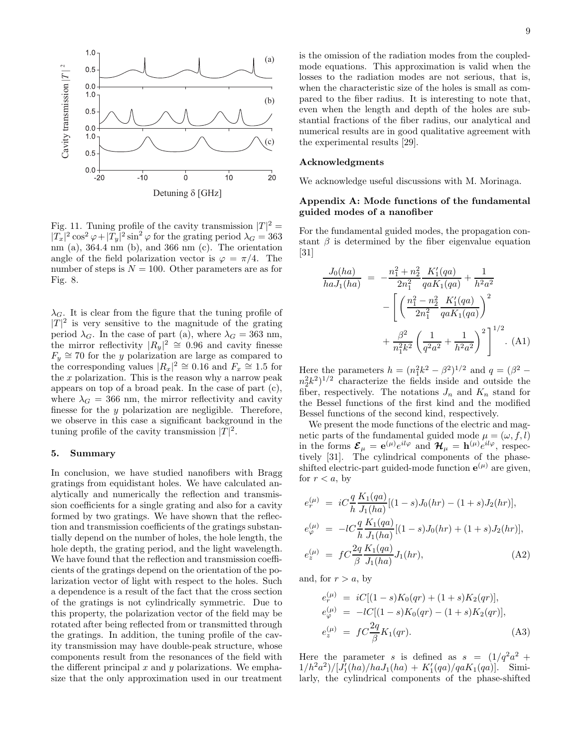Fig. 11. Tuning profile of the cavity transmission $|T|^2 = |T_x|^2 \cos^2\varphi + |T_y|^2 \sin^2\varphi$ for the grating period $\lambda_G = 363$ nm (a), 364.4 nm (b), and 366 nm (c). The orientation angle of the field polarization vector is $\varphi = \pi/4$. The number of steps is $N = 100$. Other parameters are as for Fig. 8.

$\lambda_G$. It is clear from the figure that the tuning profile of $|T|^2$ is very sensitive to the magnitude of the grating period $\lambda_G$. In the case of part (a), where $\lambda_G = 363$ nm, the mirror reflectivity $|R_y|^2 \cong 0.96$ and cavity finesse $F_y \cong 70$ for the $y$ polarization are large as compared to the corresponding values $|R_x|^2 \cong 0.16$ and $F_x \cong 1.5$ for the $x$ polarization. This is the reason why a narrow peak appears on top of a broad peak. In the case of part (c), where $\lambda_G = 366$ nm, the mirror reflectivity and cavity finesse for the $y$ polarization are negligible. Therefore, we observe in this case a significant background in the tuning profile of the cavity transmission $|T|^2$.

## 5. Summary

In conclusion, we have studied nanofibers with Bragg gratings from equidistant holes. We have calculated analytically and numerically the reflection and transmission coefficients for a single grating and also for a cavity formed by two gratings. We have shown that the reflection and transmission coefficients of the gratings substantially depend on the number of holes, the hole length, the hole depth, the grating period, and the light wavelength. We have found that the reflection and transmission coefficients of the gratings depend on the orientation of the polarization vector of light with respect to the holes. Such a dependence is a result of the fact that the cross section of the gratings is not cylindrically symmetric. Due to this property, the polarization vector of the field may be rotated after being reflected from or transmitted through the gratings. In addition, the tuning profile of the cavity transmission may have double-peak structure, whose components result from the resonances of the field with the different principal $x$ and $y$ polarizations. We emphasize that the only approximation used in our treatment is the omission of the radiation modes from the coupled-mode equations. This approximation is valid when the losses to the radiation modes are not serious, that is, when the characteristic size of the holes is small as compared to the fiber radius. It is interesting to note that, even when the length and depth of the holes are substantial fractions of the fiber radius, our analytical and numerical results are in good qualitative agreement with the experimental results [29].

### Acknowledgments

We acknowledge useful discussions with M. Morinaga.

### Appendix A: Mode functions of the fundamental guided modes of a nanofiber

For the fundamental guided modes, the propagation constant $\beta$ is determined by the fiber eigenvalue equation [31]

$$\frac{J_0(ha)}{haJ_1(ha)} = -\frac{n_1^2+n_2^2}{2n_1^2}\frac{K_1'(qa)}{qaK_1(qa)} + \frac{1}{h^2a^2} - \left[\left(\frac{n_1^2-n_2^2}{2n_1^2}\frac{K_1'(qa)}{qaK_1(qa)}\right)^2 + \frac{\beta^2}{n_1^2k^2}\left(\frac{1}{q^2a^2}+\frac{1}{h^2a^2}\right)^2\right]^{1/2}. \quad \text{(A1)}$$

Here the parameters $h = (n_1^2k^2 - \beta^2)^{1/2}$ and $q = (\beta^2 - n_2^2k^2)^{1/2}$ characterize the fields inside and outside the fiber, respectively. The notations $J_n$ and $K_n$ stand for the Bessel functions of the first kind and the modified Bessel functions of the second kind, respectively.

We present the mode functions of the electric and magnetic parts of the fundamental guided mode $\mu = (\omega, f, l)$ in the forms $\boldsymbol{\mathcal{E}}_\mu = \mathbf{e}^{(\mu)}e^{il\varphi}$ and $\boldsymbol{\mathcal{H}}_\mu = \mathbf{h}^{(\mu)}e^{il\varphi}$, respectively [31]. The cylindrical components of the phase-shifted electric-part guided-mode function $\mathbf{e}^{(\mu)}$ are given, for $r < a$, by

$$\begin{aligned}
e_r^{(\mu)} &= iC\frac{q}{h}\frac{K_1(qa)}{J_1(ha)}[(1-s)J_0(hr) - (1+s)J_2(hr)],\\
e_\varphi^{(\mu)} &= -lC\frac{q}{h}\frac{K_1(qa)}{J_1(ha)}[(1-s)J_0(hr) + (1+s)J_2(hr)],\\
e_z^{(\mu)} &= fC\frac{2q}{\beta}\frac{K_1(qa)}{J_1(ha)}J_1(hr),
\end{aligned} \quad \text{(A2)}$$

and, for $r > a$, by

$$\begin{aligned}
e_r^{(\mu)} &= iC[(1-s)K_0(qr) + (1+s)K_2(qr)],\\
e_\varphi^{(\mu)} &= -lC[(1-s)K_0(qr) - (1+s)K_2(qr)],\\
e_z^{(\mu)} &= fC\frac{2q}{\beta}K_1(qr).
\end{aligned} \quad \text{(A3)}$$

Here the parameter $s$ is defined as $s = (1/q^2a^2 + 1/h^2a^2)/[J_1'(ha)/haJ_1(ha) + K_1'(qa)/qaK_1(qa)]$. Similarly, the cylindrical components of the phase-shifted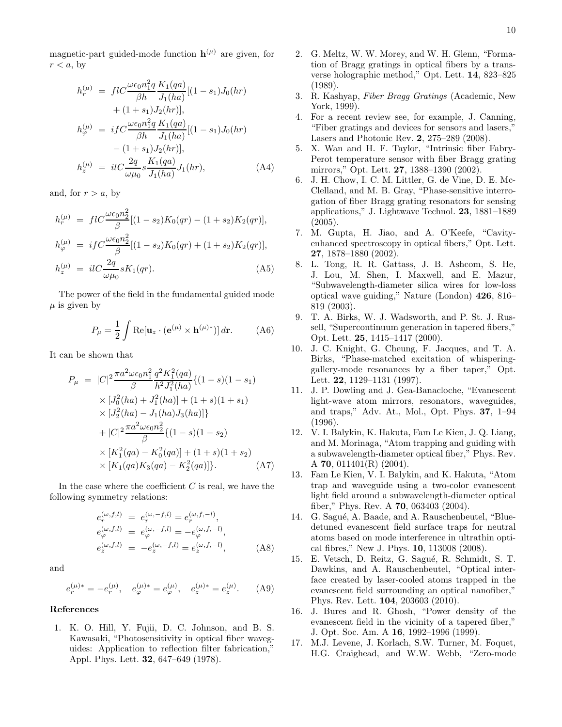magnetic-part guided-mode function $\mathbf{h}^{(\mu)}$ are given, for $r < a$, by

$$
\begin{aligned}
h_r^{(\mu)} &= flC\frac{\omega\epsilon_0 n_1^2 q}{\beta h}\frac{K_1(qa)}{J_1(ha)}[(1-s_1)J_0(hr) \\
&\quad + (1+s_1)J_2(hr)], \\
h_\varphi^{(\mu)} &= ifC\frac{\omega\epsilon_0 n_1^2 q}{\beta h}\frac{K_1(qa)}{J_1(ha)}[(1-s_1)J_0(hr) \\
&\quad - (1+s_1)J_2(hr)], \\
h_z^{(\mu)} &= ilC\frac{2q}{\omega\mu_0}s\frac{K_1(qa)}{J_1(ha)}J_1(hr),
\end{aligned}
\tag{A4}
$$

and, for $r > a$, by

$$
\begin{aligned}
h_r^{(\mu)} &= flC\frac{\omega\epsilon_0 n_2^2}{\beta}[(1-s_2)K_0(qr) - (1+s_2)K_2(qr)], \\
h_\varphi^{(\mu)} &= ifC\frac{\omega\epsilon_0 n_2^2}{\beta}[(1-s_2)K_0(qr) + (1+s_2)K_2(qr)], \\
h_z^{(\mu)} &= ilC\frac{2q}{\omega\mu_0}sK_1(qr).
\end{aligned}
\tag{A5}
$$

The power of the field in the fundamental guided mode $\mu$ is given by

$$
P_\mu = \frac{1}{2}\int \mathrm{Re}[\mathbf{u}_z \cdot (\mathbf{e}^{(\mu)} \times \mathbf{h}^{(\mu)*})]\, d\mathbf{r}. \tag{A6}
$$

It can be shown that

$$
\begin{aligned}
P_\mu &= |C|^2\frac{\pi a^2\omega\epsilon_0 n_1^2}{\beta}\frac{q^2K_1^2(qa)}{h^2J_1^2(ha)}\{(1-s)(1-s_1) \\
&\quad \times [J_0^2(ha) + J_1^2(ha)] + (1+s)(1+s_1) \\
&\quad \times [J_2^2(ha) - J_1(ha)J_3(ha)]\} \\
&\quad + |C|^2\frac{\pi a^2\omega\epsilon_0 n_2^2}{\beta}\{(1-s)(1-s_2) \\
&\quad \times [K_1^2(qa) - K_0^2(qa)] + (1+s)(1+s_2) \\
&\quad \times [K_1(qa)K_3(qa) - K_2^2(qa)]\}.
\end{aligned}
\tag{A7}
$$

In the case where the coefficient $C$ is real, we have the following symmetry relations:

$$
\begin{aligned}
e_r^{(\omega,f,l)} &= e_r^{(\omega,-f,l)} = e_r^{(\omega,f,-l)}, \\
e_\varphi^{(\omega,f,l)} &= e_\varphi^{(\omega,-f,l)} = -e_\varphi^{(\omega,f,-l)}, \\
e_z^{(\omega,f,l)} &= -e_z^{(\omega,-f,l)} = e_z^{(\omega,f,-l)},
\end{aligned}
\tag{A8}
$$

and

$$
e_r^{(\mu)*} = -e_r^{(\mu)}, \quad e_\varphi^{(\mu)*} = e_\varphi^{(\mu)}, \quad e_z^{(\mu)*} = e_z^{(\mu)}. \tag{A9}
$$

## References

1. K. O. Hill, Y. Fujii, D. C. Johnson, and B. S. Kawasaki, "Photosensitivity in optical fiber waveguides: Application to reflection filter fabrication," Appl. Phys. Lett. **32**, 647–649 (1978).
2. G. Meltz, W. W. Morey, and W. H. Glenn, "Formation of Bragg gratings in optical fibers by a transverse holographic method," Opt. Lett. **14**, 823–825 (1989).
3. R. Kashyap, *Fiber Bragg Gratings* (Academic, New York, 1999).
4. For a recent review see, for example, J. Canning, "Fiber gratings and devices for sensors and lasers," Lasers and Photonic Rev. **2**, 275–289 (2008).
5. X. Wan and H. F. Taylor, "Intrinsic fiber Fabry-Perot temperature sensor with fiber Bragg grating mirrors," Opt. Lett. **27**, 1388–1390 (2002).
6. J. H. Chow, I. C. M. Littler, G. de Vine, D. E. McClelland, and M. B. Gray, "Phase-sensitive interrogation of fiber Bragg grating resonators for sensing applications," J. Lightwave Technol. **23**, 1881–1889 (2005).
7. M. Gupta, H. Jiao, and A. O'Keefe, "Cavity-enhanced spectroscopy in optical fibers," Opt. Lett. **27**, 1878–1880 (2002).
8. L. Tong, R. R. Gattass, J. B. Ashcom, S. He, J. Lou, M. Shen, I. Maxwell, and E. Mazur, "Subwavelength-diameter silica wires for low-loss optical wave guiding," Nature (London) **426**, 816–819 (2003).
9. T. A. Birks, W. J. Wadsworth, and P. St. J. Russell, "Supercontinuum generation in tapered fibers," Opt. Lett. **25**, 1415–1417 (2000).
10. J. C. Knight, G. Cheung, F. Jacques, and T. A. Birks, "Phase-matched excitation of whispering-gallery-mode resonances by a fiber taper," Opt. Lett. **22**, 1129–1131 (1997).
11. J. P. Dowling and J. Gea-Banacloche, "Evanescent light-wave atom mirrors, resonators, waveguides, and traps," Adv. At., Mol., Opt. Phys. **37**, 1–94 (1996).
12. V. I. Balykin, K. Hakuta, Fam Le Kien, J. Q. Liang, and M. Morinaga, "Atom trapping and guiding with a subwavelength-diameter optical fiber," Phys. Rev. A **70**, 011401(R) (2004).
13. Fam Le Kien, V. I. Balykin, and K. Hakuta, "Atom trap and waveguide using a two-color evanescent light field around a subwavelength-diameter optical fiber," Phys. Rev. A **70**, 063403 (2004).
14. G. Sagué, A. Baade, and A. Rauschenbeutel, "Blue-detuned evanescent field surface traps for neutral atoms based on mode interference in ultrathin optical fibres," New J. Phys. **10**, 113008 (2008).
15. E. Vetsch, D. Reitz, G. Sagué, R. Schmidt, S. T. Dawkins, and A. Rauschenbeutel, "Optical interface created by laser-cooled atoms trapped in the evanescent field surrounding an optical nanofiber," Phys. Rev. Lett. **104**, 203603 (2010).
16. J. Bures and R. Ghosh, "Power density of the evanescent field in the vicinity of a tapered fiber," J. Opt. Soc. Am. A **16**, 1992–1996 (1999).
17. M.J. Levene, J. Korlach, S.W. Turner, M. Foquet, H.G. Craighead, and W.W. Webb, "Zero-mode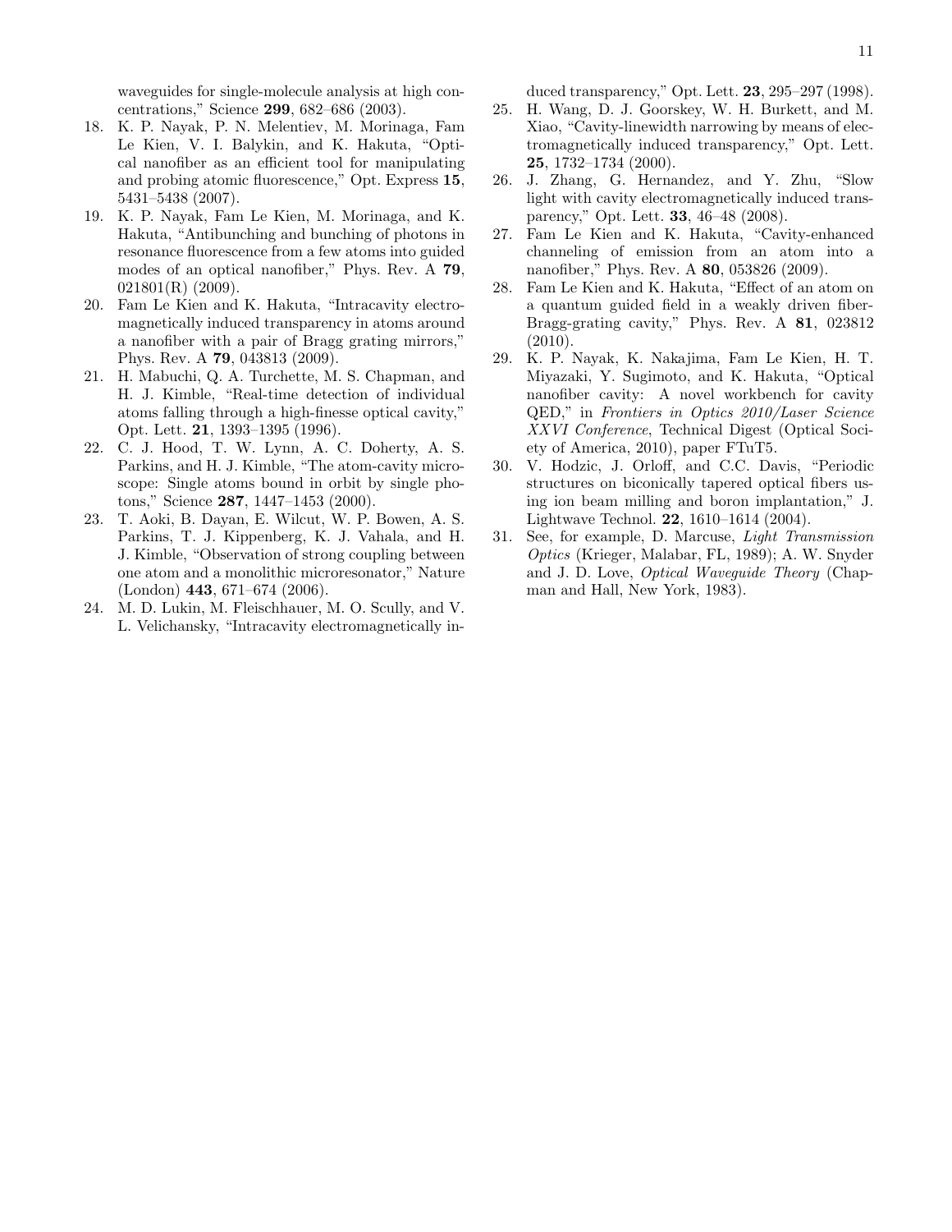waveguides for single-molecule analysis at high concentrations," Science **299**, 682–686 (2003).

18. K. P. Nayak, P. N. Melentiev, M. Morinaga, Fam Le Kien, V. I. Balykin, and K. Hakuta, "Optical nanofiber as an efficient tool for manipulating and probing atomic fluorescence," Opt. Express **15**, 5431–5438 (2007).
19. K. P. Nayak, Fam Le Kien, M. Morinaga, and K. Hakuta, "Antibunching and bunching of photons in resonance fluorescence from a few atoms into guided modes of an optical nanofiber," Phys. Rev. A **79**, 021801(R) (2009).
20. Fam Le Kien and K. Hakuta, "Intracavity electromagnetically induced transparency in atoms around a nanofiber with a pair of Bragg grating mirrors," Phys. Rev. A **79**, 043813 (2009).
21. H. Mabuchi, Q. A. Turchette, M. S. Chapman, and H. J. Kimble, "Real-time detection of individual atoms falling through a high-finesse optical cavity," Opt. Lett. **21**, 1393–1395 (1996).
22. C. J. Hood, T. W. Lynn, A. C. Doherty, A. S. Parkins, and H. J. Kimble, "The atom-cavity microscope: Single atoms bound in orbit by single photons," Science **287**, 1447–1453 (2000).
23. T. Aoki, B. Dayan, E. Wilcut, W. P. Bowen, A. S. Parkins, T. J. Kippenberg, K. J. Vahala, and H. J. Kimble, "Observation of strong coupling between one atom and a monolithic microresonator," Nature (London) **443**, 671–674 (2006).
24. M. D. Lukin, M. Fleischhauer, M. O. Scully, and V. L. Velichansky, "Intracavity electromagnetically induced transparency," Opt. Lett. **23**, 295–297 (1998).
25. H. Wang, D. J. Goorskey, W. H. Burkett, and M. Xiao, "Cavity-linewidth narrowing by means of electromagnetically induced transparency," Opt. Lett. **25**, 1732–1734 (2000).
26. J. Zhang, G. Hernandez, and Y. Zhu, "Slow light with cavity electromagnetically induced transparency," Opt. Lett. **33**, 46–48 (2008).
27. Fam Le Kien and K. Hakuta, "Cavity-enhanced channeling of emission from an atom into a nanofiber," Phys. Rev. A **80**, 053826 (2009).
28. Fam Le Kien and K. Hakuta, "Effect of an atom on a quantum guided field in a weakly driven fiber-Bragg-grating cavity," Phys. Rev. A **81**, 023812 (2010).
29. K. P. Nayak, K. Nakajima, Fam Le Kien, H. T. Miyazaki, Y. Sugimoto, and K. Hakuta, "Optical nanofiber cavity: A novel workbench for cavity QED," in *Frontiers in Optics 2010/Laser Science XXVI Conference*, Technical Digest (Optical Society of America, 2010), paper FTuT5.
30. V. Hodzic, J. Orloff, and C.C. Davis, "Periodic structures on biconically tapered optical fibers using ion beam milling and boron implantation," J. Lightwave Technol. **22**, 1610–1614 (2004).
31. See, for example, D. Marcuse, *Light Transmission Optics* (Krieger, Malabar, FL, 1989); A. W. Snyder and J. D. Love, *Optical Waveguide Theory* (Chapman and Hall, New York, 1983).